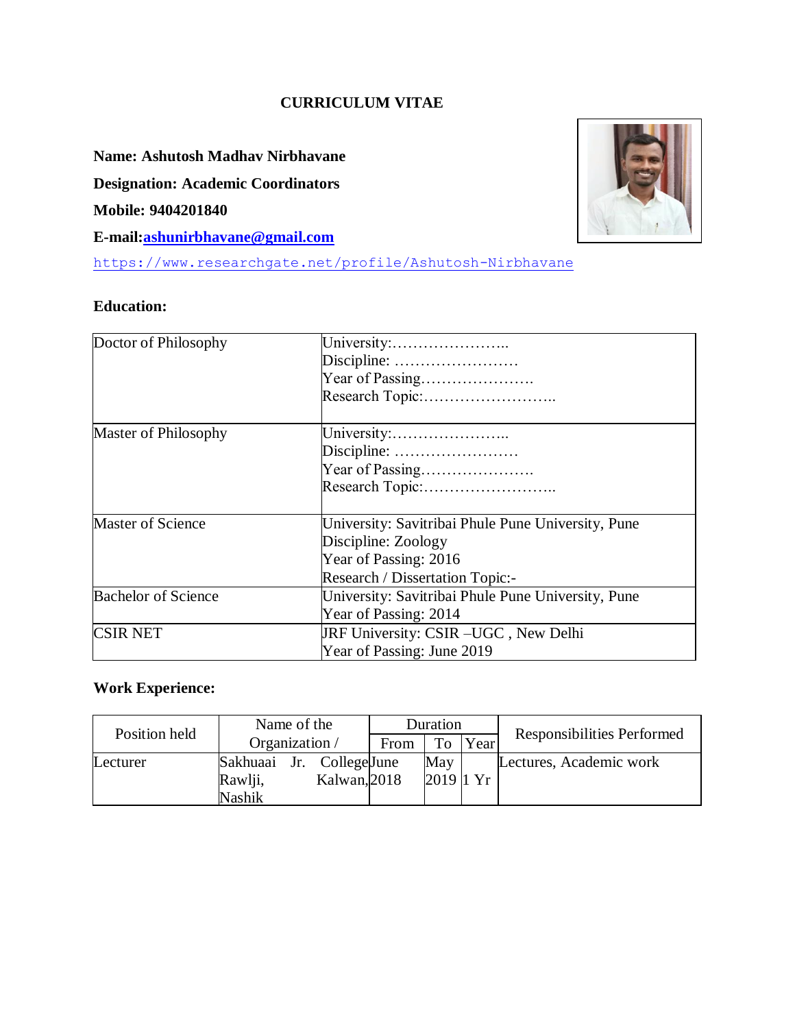# CURRICULUM VITAE

**Name: Ashutosh Madhav Nirbhavane**

**Designation: Academic Coordinators**

**Mobile: 9404201840**

**E-mail:ashunirbhavane@gmail.com**

https://www.researchgate.net/profile/Ashutosh-Nirbhavane

## Education:

| | |
|---|---|
| Doctor of Philosophy | University:…………………..<br>Discipline: ……………………<br>Year of Passing………………….<br>Research Topic:…………………….. |
| Master of Philosophy | University:…………………..<br>Discipline: ……………………<br>Year of Passing………………….<br>Research Topic:…………………….. |
| Master of Science | University: Savitribai Phule Pune University, Pune<br>Discipline: Zoology<br>Year of Passing: 2016<br>Research / Dissertation Topic:- |
| Bachelor of Science | University: Savitribai Phule Pune University, Pune<br>Year of Passing: 2014 |
| CSIR NET | JRF University: CSIR –UGC , New Delhi<br>Year of Passing: June 2019 |

## Work Experience:

| Position held | Name of the Organization / | Duration | | | Responsibilities Performed |
|---|---|---|---|---|---|
| | | From | To | Year | |
| Lecturer | Sakhuaai Jr. College Rawlji, Kalwan, Nashik | June 2018 | May 2019 | 1 Yr | Lectures, Academic work |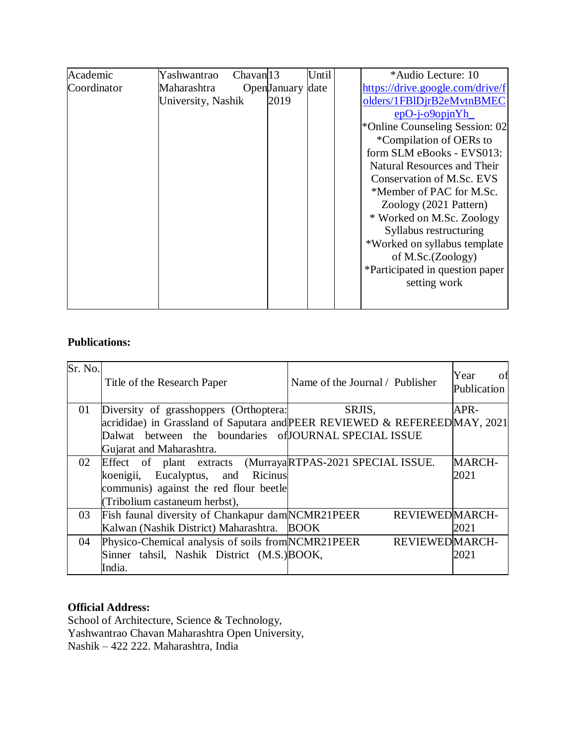| | | | | | |
|---|---|---|---|---|---|
| Academic Coordinator | Yashwantrao Chavan Maharashtra Open University, Nashik | 13 January 2019 | Until date | | *Audio Lecture: 10 https://drive.google.com/drive/folders/1FBlDjrB2eMvtnBMECepO-j-o9opjnYh_ *Online Counseling Session: 02 *Compilation of OERs to form SLM eBooks - EVS013: Natural Resources and Their Conservation of M.Sc. EVS *Member of PAC for M.Sc. Zoology (2021 Pattern) * Worked on M.Sc. Zoology Syllabus restructuring *Worked on syllabus template of M.Sc.(Zoology) *Participated in question paper setting work |

**Publications:**

| Sr. No. | Title of the Research Paper | Name of the Journal / Publisher | Year of Publication |
|---|---|---|---|
| 01 | Diversity of grasshoppers (Orthoptera: acrididae) in Grassland of Saputara and Dalwat between the boundaries of Gujarat and Maharashtra. | SRJIS, PEER REVIEWED & REFEREED JOURNAL SPECIAL ISSUE | APR-MAY, 2021 |
| 02 | Effect of plant extracts (Murraya koenigii, Eucalyptus, and Ricinus communis) against the red flour beetle (Tribolium castaneum herbst), | RTPAS-2021 SPECIAL ISSUE. | MARCH-2021 |
| 03 | Fish faunal diversity of Chankapur dam Kalwan (Nashik District) Maharashtra. | NCMR21PEER REVIEWED BOOK | MARCH-2021 |
| 04 | Physico-Chemical analysis of soils from Sinner tahsil, Nashik District (M.S.) India. | NCMR21PEER REVIEWED BOOK, | MARCH-2021 |

**Official Address:**
School of Architecture, Science & Technology,
Yashwantrao Chavan Maharashtra Open University,
Nashik – 422 222. Maharashtra, India